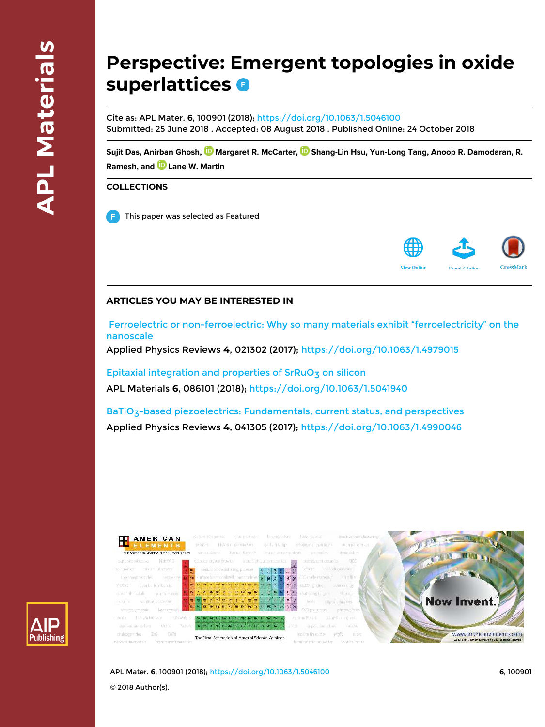# Perspective: Emergent topologies in oxide superlattices

Cite as: APL Mater. **6**, 100901 (2018); https://doi.org/10.1063/1.5046100
Submitted: 25 June 2018 . Accepted: 08 August 2018 . Published Online: 24 October 2018

**Sujit Das, Anirban Ghosh, Margaret R. McCarter, Shang-Lin Hsu, Yun-Long Tang, Anoop R. Damodaran, R. Ramesh, and Lane W. Martin**

## COLLECTIONS

This paper was selected as Featured

## ARTICLES YOU MAY BE INTERESTED IN

Ferroelectric or non-ferroelectric: Why so many materials exhibit "ferroelectricity" on the nanoscale
Applied Physics Reviews **4**, 021302 (2017); https://doi.org/10.1063/1.4979015

Epitaxial integration and properties of $SrRuO_3$ on silicon
APL Materials **6**, 086101 (2018); https://doi.org/10.1063/1.5041940

$BaTiO_3$-based piezoelectrics: Fundamentals, current status, and perspectives
Applied Physics Reviews **4**, 041305 (2017); https://doi.org/10.1063/1.4990046

© 2018 Author(s).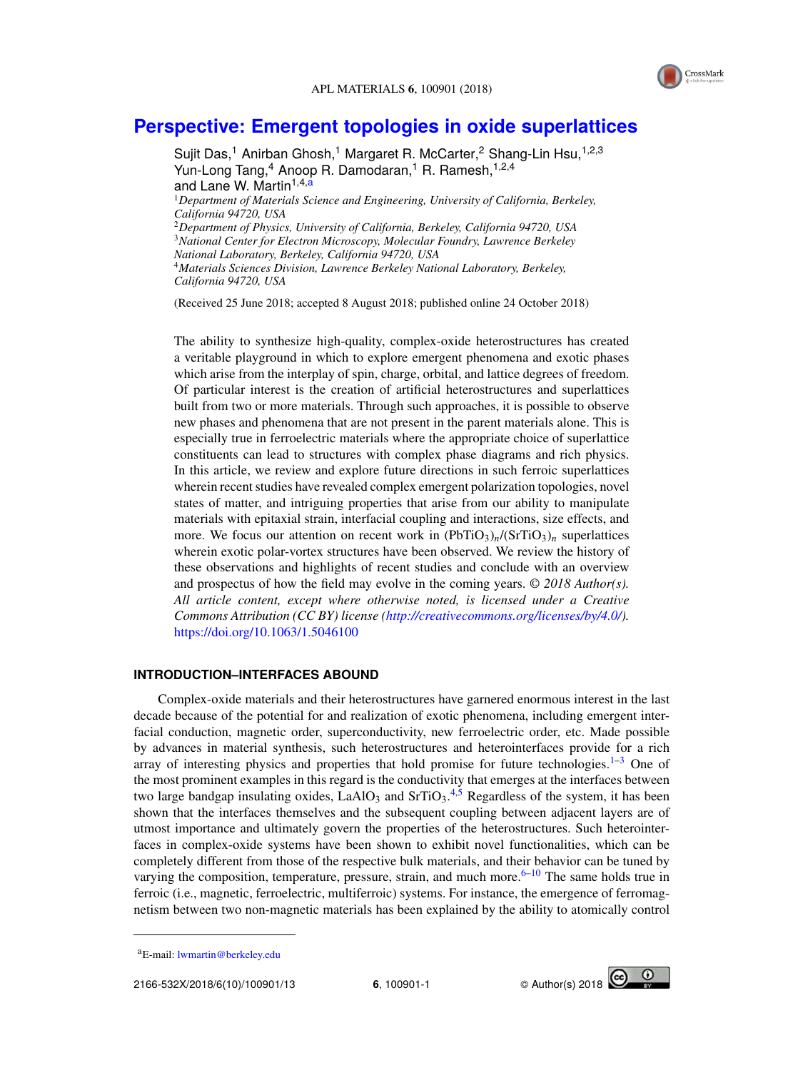# Perspective: Emergent topologies in oxide superlattices

Sujit Das,[1] Anirban Ghosh,[1] Margaret R. McCarter,[2] Shang-Lin Hsu,[1,2,3] Yun-Long Tang,[4] Anoop R. Damodaran,[1] R. Ramesh,[1,2,4] and Lane W. Martin[1,4,a]

[1]*Department of Materials Science and Engineering, University of California, Berkeley, California 94720, USA*
[2]*Department of Physics, University of California, Berkeley, California 94720, USA*
[3]*National Center for Electron Microscopy, Molecular Foundry, Lawrence Berkeley National Laboratory, Berkeley, California 94720, USA*
[4]*Materials Sciences Division, Lawrence Berkeley National Laboratory, Berkeley, California 94720, USA*

(Received 25 June 2018; accepted 8 August 2018; published online 24 October 2018)

The ability to synthesize high-quality, complex-oxide heterostructures has created a veritable playground in which to explore emergent phenomena and exotic phases which arise from the interplay of spin, charge, orbital, and lattice degrees of freedom. Of particular interest is the creation of artificial heterostructures and superlattices built from two or more materials. Through such approaches, it is possible to observe new phases and phenomena that are not present in the parent materials alone. This is especially true in ferroelectric materials where the appropriate choice of superlattice constituents can lead to structures with complex phase diagrams and rich physics. In this article, we review and explore future directions in such ferroic superlattices wherein recent studies have revealed complex emergent polarization topologies, novel states of matter, and intriguing properties that arise from our ability to manipulate materials with epitaxial strain, interfacial coupling and interactions, size effects, and more. We focus our attention on recent work in $(PbTiO_3)_n/(SrTiO_3)_n$ superlattices wherein exotic polar-vortex structures have been observed. We review the history of these observations and highlights of recent studies and conclude with an overview and prospectus of how the field may evolve in the coming years. © *2018 Author(s). All article content, except where otherwise noted, is licensed under a Creative Commons Attribution (CC BY) license (http://creativecommons.org/licenses/by/4.0/).* https://doi.org/10.1063/1.5046100

## INTRODUCTION–INTERFACES ABOUND

Complex-oxide materials and their heterostructures have garnered enormous interest in the last decade because of the potential for and realization of exotic phenomena, including emergent interfacial conduction, magnetic order, superconductivity, new ferroelectric order, etc. Made possible by advances in material synthesis, such heterostructures and heterointerfaces provide for a rich array of interesting physics and properties that hold promise for future technologies.[1–3] One of the most prominent examples in this regard is the conductivity that emerges at the interfaces between two large bandgap insulating oxides, $LaAlO_3$ and $SrTiO_3$.[4,5] Regardless of the system, it has been shown that the interfaces themselves and the subsequent coupling between adjacent layers are of utmost importance and ultimately govern the properties of the heterostructures. Such heterointerfaces in complex-oxide systems have been shown to exhibit novel functionalities, which can be completely different from those of the respective bulk materials, and their behavior can be tuned by varying the composition, temperature, pressure, strain, and much more.[6–10] The same holds true in ferroic (i.e., magnetic, ferroelectric, multiferroic) systems. For instance, the emergence of ferromagnetism between two non-magnetic materials has been explained by the ability to atomically control

[a]E-mail: lwmartin@berkeley.edu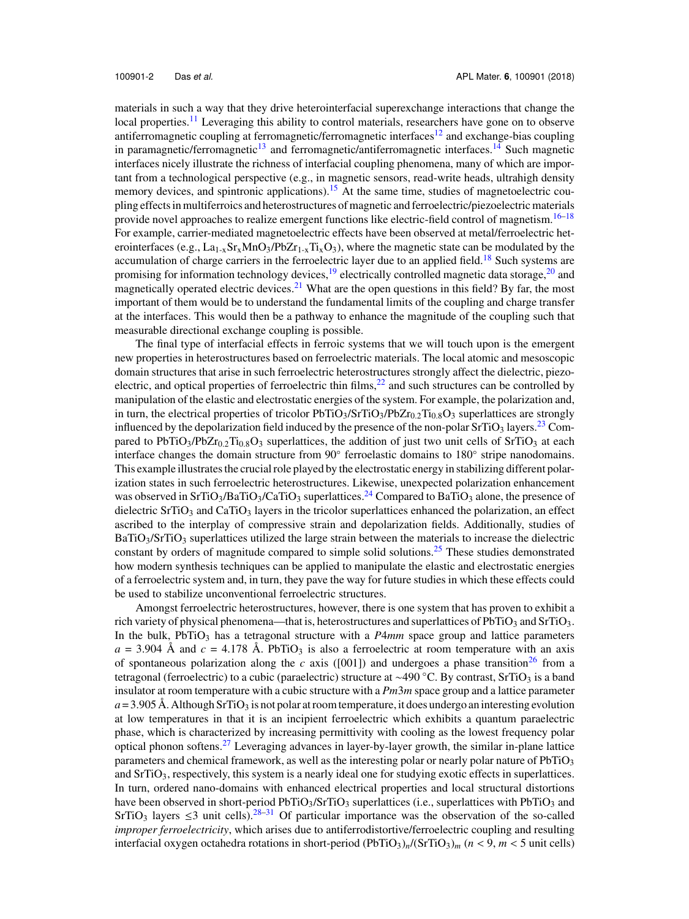materials in such a way that they drive heterointerfacial superexchange interactions that change the local properties.[11] Leveraging this ability to control materials, researchers have gone on to observe antiferromagnetic coupling at ferromagnetic/ferromagnetic interfaces[12] and exchange-bias coupling in paramagnetic/ferromagnetic[13] and ferromagnetic/antiferromagnetic interfaces.[14] Such magnetic interfaces nicely illustrate the richness of interfacial coupling phenomena, many of which are important from a technological perspective (e.g., in magnetic sensors, read-write heads, ultrahigh density memory devices, and spintronic applications).[15] At the same time, studies of magnetoelectric coupling effects in multiferroics and heterostructures of magnetic and ferroelectric/piezoelectric materials provide novel approaches to realize emergent functions like electric-field control of magnetism.[16–18] For example, carrier-mediated magnetoelectric effects have been observed at metal/ferroelectric heterointerfaces (e.g., $La_{1-x}Sr_xMnO_3/PbZr_{1-x}Ti_xO_3$), where the magnetic state can be modulated by the accumulation of charge carriers in the ferroelectric layer due to an applied field.[18] Such systems are promising for information technology devices,[19] electrically controlled magnetic data storage,[20] and magnetically operated electric devices.[21] What are the open questions in this field? By far, the most important of them would be to understand the fundamental limits of the coupling and charge transfer at the interfaces. This would then be a pathway to enhance the magnitude of the coupling such that measurable directional exchange coupling is possible.

The final type of interfacial effects in ferroic systems that we will touch upon is the emergent new properties in heterostructures based on ferroelectric materials. The local atomic and mesoscopic domain structures that arise in such ferroelectric heterostructures strongly affect the dielectric, piezoelectric, and optical properties of ferroelectric thin films,[22] and such structures can be controlled by manipulation of the elastic and electrostatic energies of the system. For example, the polarization and, in turn, the electrical properties of tricolor $PbTiO_3/SrTiO_3/PbZr_{0.2}Ti_{0.8}O_3$ superlattices are strongly influenced by the depolarization field induced by the presence of the non-polar $SrTiO_3$ layers.[23] Compared to $PbTiO_3/PbZr_{0.2}Ti_{0.8}O_3$ superlattices, the addition of just two unit cells of $SrTiO_3$ at each interface changes the domain structure from 90° ferroelastic domains to 180° stripe nanodomains. This example illustrates the crucial role played by the electrostatic energy in stabilizing different polarization states in such ferroelectric heterostructures. Likewise, unexpected polarization enhancement was observed in $SrTiO_3/BaTiO_3/CaTiO_3$ superlattices.[24] Compared to $BaTiO_3$ alone, the presence of dielectric $SrTiO_3$ and $CaTiO_3$ layers in the tricolor superlattices enhanced the polarization, an effect ascribed to the interplay of compressive strain and depolarization fields. Additionally, studies of $BaTiO_3/SrTiO_3$ superlattices utilized the large strain between the materials to increase the dielectric constant by orders of magnitude compared to simple solid solutions.[25] These studies demonstrated how modern synthesis techniques can be applied to manipulate the elastic and electrostatic energies of a ferroelectric system and, in turn, they pave the way for future studies in which these effects could be used to stabilize unconventional ferroelectric structures.

Amongst ferroelectric heterostructures, however, there is one system that has proven to exhibit a rich variety of physical phenomena—that is, heterostructures and superlattices of $PbTiO_3$ and $SrTiO_3$. In the bulk, $PbTiO_3$ has a tetragonal structure with a *P*4*mm* space group and lattice parameters $a$ = 3.904 Å and $c$ = 4.178 Å. $PbTiO_3$ is also a ferroelectric at room temperature with an axis of spontaneous polarization along the $c$ axis ([001]) and undergoes a phase transition[26] from a tetragonal (ferroelectric) to a cubic (paraelectric) structure at ~490 °C. By contrast, $SrTiO_3$ is a band insulator at room temperature with a cubic structure with a *Pm*3*m* space group and a lattice parameter $a$ = 3.905 Å. Although $SrTiO_3$ is not polar at room temperature, it does undergo an interesting evolution at low temperatures in that it is an incipient ferroelectric which exhibits a quantum paraelectric phase, which is characterized by increasing permittivity with cooling as the lowest frequency polar optical phonon softens.[27] Leveraging advances in layer-by-layer growth, the similar in-plane lattice parameters and chemical framework, as well as the interesting polar or nearly polar nature of $PbTiO_3$ and $SrTiO_3$, respectively, this system is a nearly ideal one for studying exotic effects in superlattices. In turn, ordered nano-domains with enhanced electrical properties and local structural distortions have been observed in short-period $PbTiO_3/SrTiO_3$ superlattices (i.e., superlattices with $PbTiO_3$ and $SrTiO_3$ layers ≤3 unit cells).[28–31] Of particular importance was the observation of the so-called *improper ferroelectricity*, which arises due to antiferrodistortive/ferroelectric coupling and resulting interfacial oxygen octahedra rotations in short-period $(PbTiO_3)_n/(SrTiO_3)_m$ ($n$ < 9, $m$ < 5 unit cells)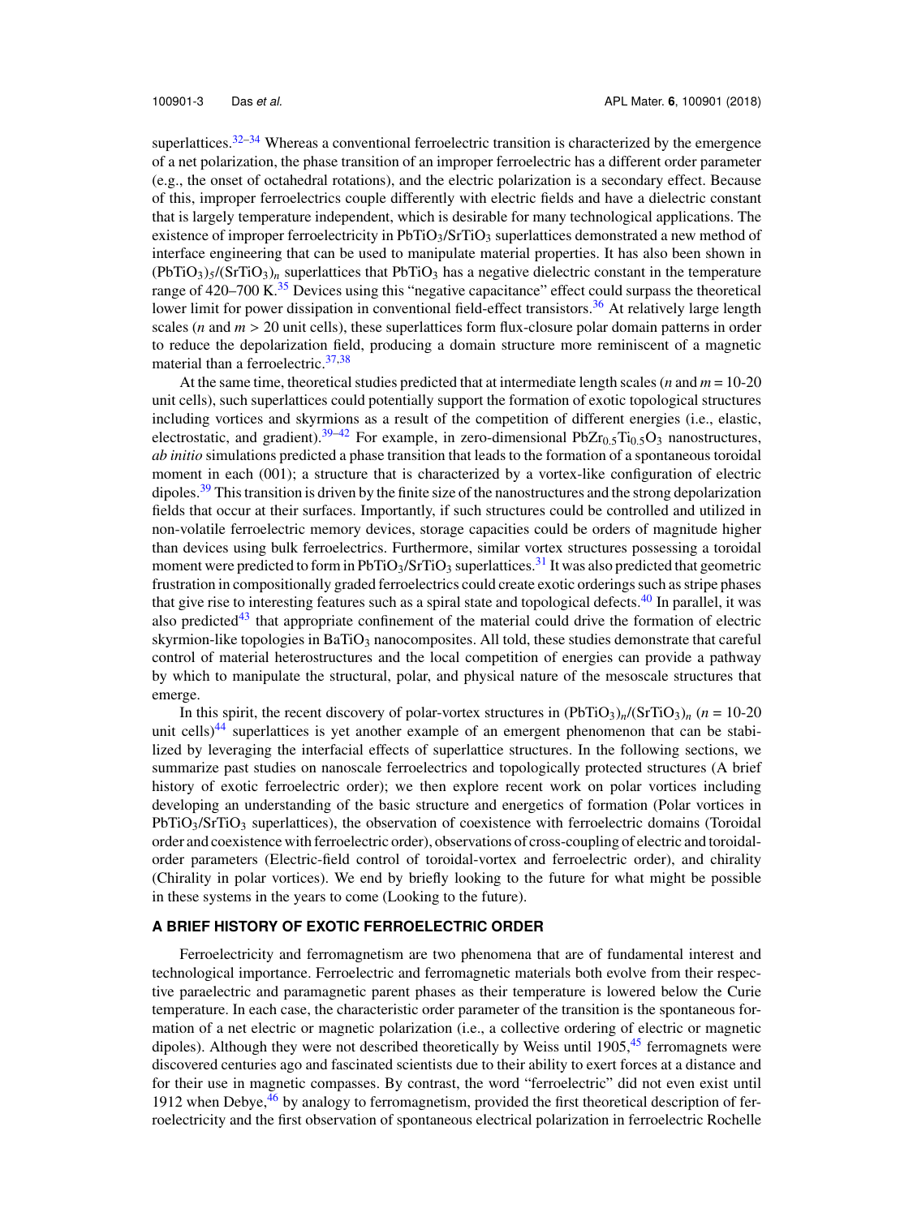superlattices.[32–34] Whereas a conventional ferroelectric transition is characterized by the emergence of a net polarization, the phase transition of an improper ferroelectric has a different order parameter (e.g., the onset of octahedral rotations), and the electric polarization is a secondary effect. Because of this, improper ferroelectrics couple differently with electric fields and have a dielectric constant that is largely temperature independent, which is desirable for many technological applications. The existence of improper ferroelectricity in $PbTiO_3/SrTiO_3$ superlattices demonstrated a new method of interface engineering that can be used to manipulate material properties. It has also been shown in $(PbTiO_3)_5/(SrTiO_3)_n$ superlattices that $PbTiO_3$ has a negative dielectric constant in the temperature range of 420–700 K.[35] Devices using this "negative capacitance" effect could surpass the theoretical lower limit for power dissipation in conventional field-effect transistors.[36] At relatively large length scales ($n$ and $m > 20$ unit cells), these superlattices form flux-closure polar domain patterns in order to reduce the depolarization field, producing a domain structure more reminiscent of a magnetic material than a ferroelectric.[37,38]

At the same time, theoretical studies predicted that at intermediate length scales ($n$ and $m$ = 10-20 unit cells), such superlattices could potentially support the formation of exotic topological structures including vortices and skyrmions as a result of the competition of different energies (i.e., elastic, electrostatic, and gradient).[39–42] For example, in zero-dimensional $PbZr_{0.5}Ti_{0.5}O_3$ nanostructures, *ab initio* simulations predicted a phase transition that leads to the formation of a spontaneous toroidal moment in each (001); a structure that is characterized by a vortex-like configuration of electric dipoles.[39] This transition is driven by the finite size of the nanostructures and the strong depolarization fields that occur at their surfaces. Importantly, if such structures could be controlled and utilized in non-volatile ferroelectric memory devices, storage capacities could be orders of magnitude higher than devices using bulk ferroelectrics. Furthermore, similar vortex structures possessing a toroidal moment were predicted to form in $PbTiO_3/SrTiO_3$ superlattices.[31] It was also predicted that geometric frustration in compositionally graded ferroelectrics could create exotic orderings such as stripe phases that give rise to interesting features such as a spiral state and topological defects.[40] In parallel, it was also predicted[43] that appropriate confinement of the material could drive the formation of electric skyrmion-like topologies in $BaTiO_3$ nanocomposites. All told, these studies demonstrate that careful control of material heterostructures and the local competition of energies can provide a pathway by which to manipulate the structural, polar, and physical nature of the mesoscale structures that emerge.

In this spirit, the recent discovery of polar-vortex structures in $(PbTiO_3)_n/(SrTiO_3)_n$ ($n$ = 10-20 unit cells)[44] superlattices is yet another example of an emergent phenomenon that can be stabilized by leveraging the interfacial effects of superlattice structures. In the following sections, we summarize past studies on nanoscale ferroelectrics and topologically protected structures (A brief history of exotic ferroelectric order); we then explore recent work on polar vortices including developing an understanding of the basic structure and energetics of formation (Polar vortices in $PbTiO_3/SrTiO_3$ superlattices), the observation of coexistence with ferroelectric domains (Toroidal order and coexistence with ferroelectric order), observations of cross-coupling of electric and toroidal-order parameters (Electric-field control of toroidal-vortex and ferroelectric order), and chirality (Chirality in polar vortices). We end by briefly looking to the future for what might be possible in these systems in the years to come (Looking to the future).

## A BRIEF HISTORY OF EXOTIC FERROELECTRIC ORDER

Ferroelectricity and ferromagnetism are two phenomena that are of fundamental interest and technological importance. Ferroelectric and ferromagnetic materials both evolve from their respective paraelectric and paramagnetic parent phases as their temperature is lowered below the Curie temperature. In each case, the characteristic order parameter of the transition is the spontaneous formation of a net electric or magnetic polarization (i.e., a collective ordering of electric or magnetic dipoles). Although they were not described theoretically by Weiss until 1905,[45] ferromagnets were discovered centuries ago and fascinated scientists due to their ability to exert forces at a distance and for their use in magnetic compasses. By contrast, the word "ferroelectric" did not even exist until 1912 when Debye,[46] by analogy to ferromagnetism, provided the first theoretical description of ferroelectricity and the first observation of spontaneous electrical polarization in ferroelectric Rochelle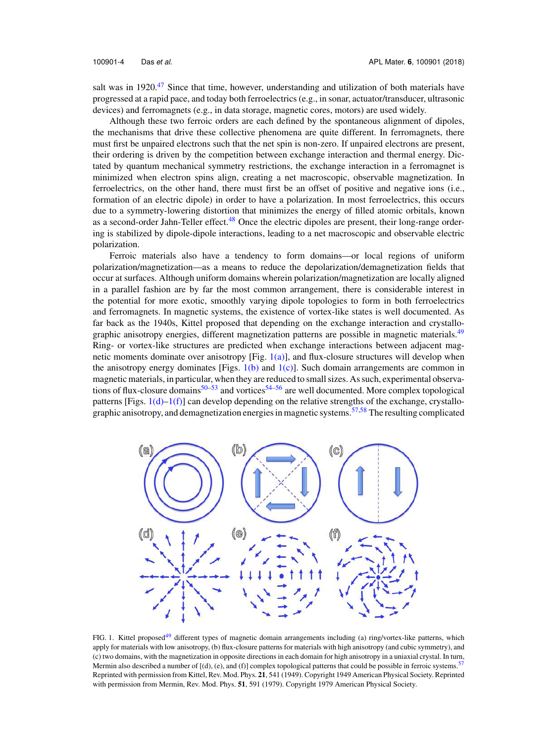salt was in 1920.[47] Since that time, however, understanding and utilization of both materials have progressed at a rapid pace, and today both ferroelectrics (e.g., in sonar, actuator/transducer, ultrasonic devices) and ferromagnets (e.g., in data storage, magnetic cores, motors) are used widely.

Although these two ferroic orders are each defined by the spontaneous alignment of dipoles, the mechanisms that drive these collective phenomena are quite different. In ferromagnets, there must first be unpaired electrons such that the net spin is non-zero. If unpaired electrons are present, their ordering is driven by the competition between exchange interaction and thermal energy. Dictated by quantum mechanical symmetry restrictions, the exchange interaction in a ferromagnet is minimized when electron spins align, creating a net macroscopic, observable magnetization. In ferroelectrics, on the other hand, there must first be an offset of positive and negative ions (i.e., formation of an electric dipole) in order to have a polarization. In most ferroelectrics, this occurs due to a symmetry-lowering distortion that minimizes the energy of filled atomic orbitals, known as a second-order Jahn-Teller effect.[48] Once the electric dipoles are present, their long-range ordering is stabilized by dipole-dipole interactions, leading to a net macroscopic and observable electric polarization.

Ferroic materials also have a tendency to form domains—or local regions of uniform polarization/magnetization—as a means to reduce the depolarization/demagnetization fields that occur at surfaces. Although uniform domains wherein polarization/magnetization are locally aligned in a parallel fashion are by far the most common arrangement, there is considerable interest in the potential for more exotic, smoothly varying dipole topologies to form in both ferroelectrics and ferromagnets. In magnetic systems, the existence of vortex-like states is well documented. As far back as the 1940s, Kittel proposed that depending on the exchange interaction and crystallographic anisotropy energies, different magnetization patterns are possible in magnetic materials.[49] Ring- or vortex-like structures are predicted when exchange interactions between adjacent magnetic moments dominate over anisotropy [Fig. 1(a)], and flux-closure structures will develop when the anisotropy energy dominates [Figs. 1(b) and 1(c)]. Such domain arrangements are common in magnetic materials, in particular, when they are reduced to small sizes. As such, experimental observations of flux-closure domains[50–53] and vortices[54–56] are well documented. More complex topological patterns [Figs. 1(d)–1(f)] can develop depending on the relative strengths of the exchange, crystallographic anisotropy, and demagnetization energies in magnetic systems.[57,58] The resulting complicated

FIG. 1. Kittel proposed[49] different types of magnetic domain arrangements including (a) ring/vortex-like patterns, which apply for materials with low anisotropy, (b) flux-closure patterns for materials with high anisotropy (and cubic symmetry), and (c) two domains, with the magnetization in opposite directions in each domain for high anisotropy in a uniaxial crystal. In turn, Mermin also described a number of [(d), (e), and (f)] complex topological patterns that could be possible in ferroic systems.[57] Reprinted with permission from Kittel, Rev. Mod. Phys. **21**, 541 (1949). Copyright 1949 American Physical Society. Reprinted with permission from Mermin, Rev. Mod. Phys. **51**, 591 (1979). Copyright 1979 American Physical Society.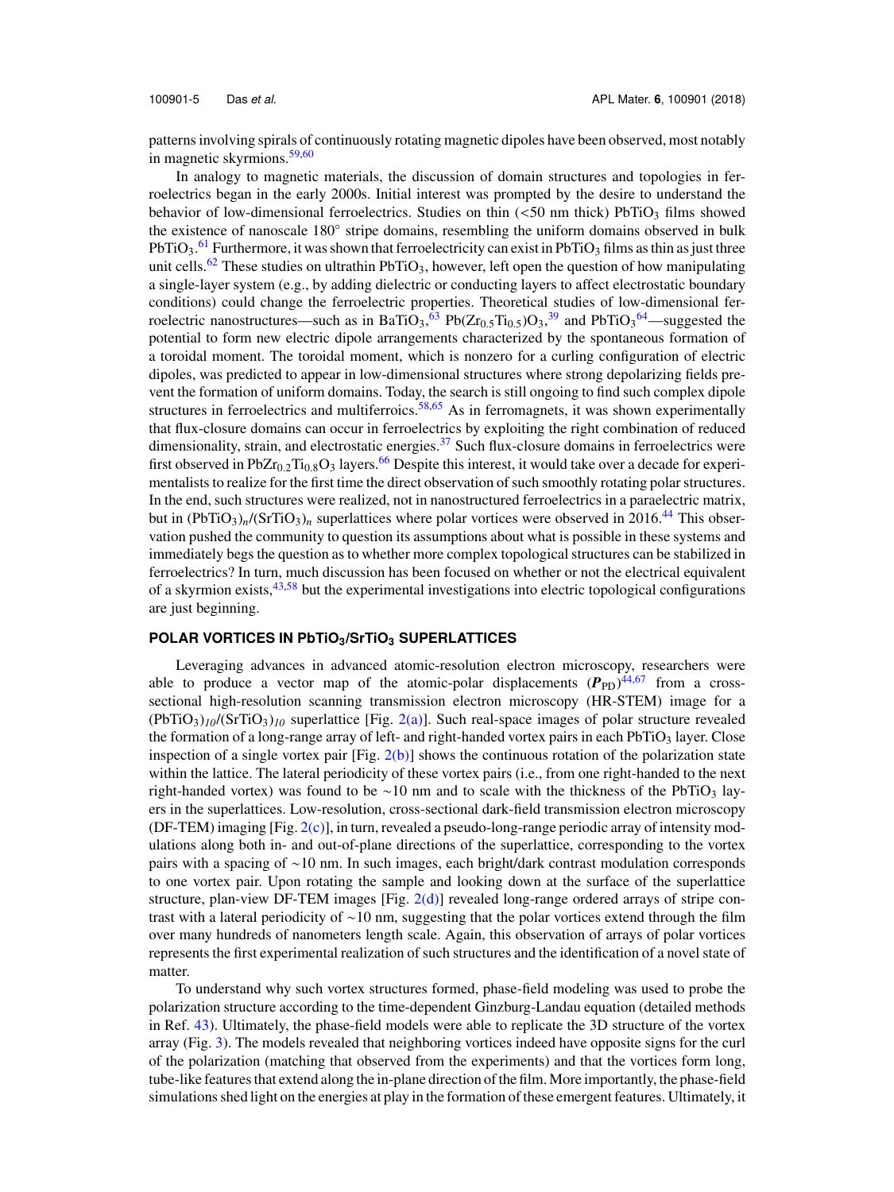patterns involving spirals of continuously rotating magnetic dipoles have been observed, most notably in magnetic skyrmions.[59,60]

In analogy to magnetic materials, the discussion of domain structures and topologies in ferroelectrics began in the early 2000s. Initial interest was prompted by the desire to understand the behavior of low-dimensional ferroelectrics. Studies on thin (<50 nm thick) $PbTiO_3$ films showed the existence of nanoscale 180° stripe domains, resembling the uniform domains observed in bulk $PbTiO_3$.[61] Furthermore, it was shown that ferroelectricity can exist in $PbTiO_3$ films as thin as just three unit cells.[62] These studies on ultrathin $PbTiO_3$, however, left open the question of how manipulating a single-layer system (e.g., by adding dielectric or conducting layers to affect electrostatic boundary conditions) could change the ferroelectric properties. Theoretical studies of low-dimensional ferroelectric nanostructures—such as in $BaTiO_3$,[63] $Pb(Zr_{0.5}Ti_{0.5})O_3$,[39] and $PbTiO_3$[64]—suggested the potential to form new electric dipole arrangements characterized by the spontaneous formation of a toroidal moment. The toroidal moment, which is nonzero for a curling configuration of electric dipoles, was predicted to appear in low-dimensional structures where strong depolarizing fields prevent the formation of uniform domains. Today, the search is still ongoing to find such complex dipole structures in ferroelectrics and multiferroics.[58,65] As in ferromagnets, it was shown experimentally that flux-closure domains can occur in ferroelectrics by exploiting the right combination of reduced dimensionality, strain, and electrostatic energies.[37] Such flux-closure domains in ferroelectrics were first observed in $PbZr_{0.2}Ti_{0.8}O_3$ layers.[66] Despite this interest, it would take over a decade for experimentalists to realize for the first time the direct observation of such smoothly rotating polar structures. In the end, such structures were realized, not in nanostructured ferroelectrics in a paraelectric matrix, but in $(PbTiO_3)_n/(SrTiO_3)_n$ superlattices where polar vortices were observed in 2016.[44] This observation pushed the community to question its assumptions about what is possible in these systems and immediately begs the question as to whether more complex topological structures can be stabilized in ferroelectrics? In turn, much discussion has been focused on whether or not the electrical equivalent of a skyrmion exists,[43,58] but the experimental investigations into electric topological configurations are just beginning.

## POLAR VORTICES IN $PbTiO_3/SrTiO_3$ SUPERLATTICES

Leveraging advances in advanced atomic-resolution electron microscopy, researchers were able to produce a vector map of the atomic-polar displacements ($\boldsymbol{P}_{PD}$)[44,67] from a cross-sectional high-resolution scanning transmission electron microscopy (HR-STEM) image for a $(PbTiO_3)_{10}/(SrTiO_3)_{10}$ superlattice [Fig. 2(a)]. Such real-space images of polar structure revealed the formation of a long-range array of left- and right-handed vortex pairs in each $PbTiO_3$ layer. Close inspection of a single vortex pair [Fig. 2(b)] shows the continuous rotation of the polarization state within the lattice. The lateral periodicity of these vortex pairs (i.e., from one right-handed to the next right-handed vortex) was found to be ∼10 nm and to scale with the thickness of the $PbTiO_3$ layers in the superlattices. Low-resolution, cross-sectional dark-field transmission electron microscopy (DF-TEM) imaging [Fig. 2(c)], in turn, revealed a pseudo-long-range periodic array of intensity modulations along both in- and out-of-plane directions of the superlattice, corresponding to the vortex pairs with a spacing of ∼10 nm. In such images, each bright/dark contrast modulation corresponds to one vortex pair. Upon rotating the sample and looking down at the surface of the superlattice structure, plan-view DF-TEM images [Fig. 2(d)] revealed long-range ordered arrays of stripe contrast with a lateral periodicity of ∼10 nm, suggesting that the polar vortices extend through the film over many hundreds of nanometers length scale. Again, this observation of arrays of polar vortices represents the first experimental realization of such structures and the identification of a novel state of matter.

To understand why such vortex structures formed, phase-field modeling was used to probe the polarization structure according to the time-dependent Ginzburg-Landau equation (detailed methods in Ref. 43). Ultimately, the phase-field models were able to replicate the 3D structure of the vortex array (Fig. 3). The models revealed that neighboring vortices indeed have opposite signs for the curl of the polarization (matching that observed from the experiments) and that the vortices form long, tube-like features that extend along the in-plane direction of the film. More importantly, the phase-field simulations shed light on the energies at play in the formation of these emergent features. Ultimately, it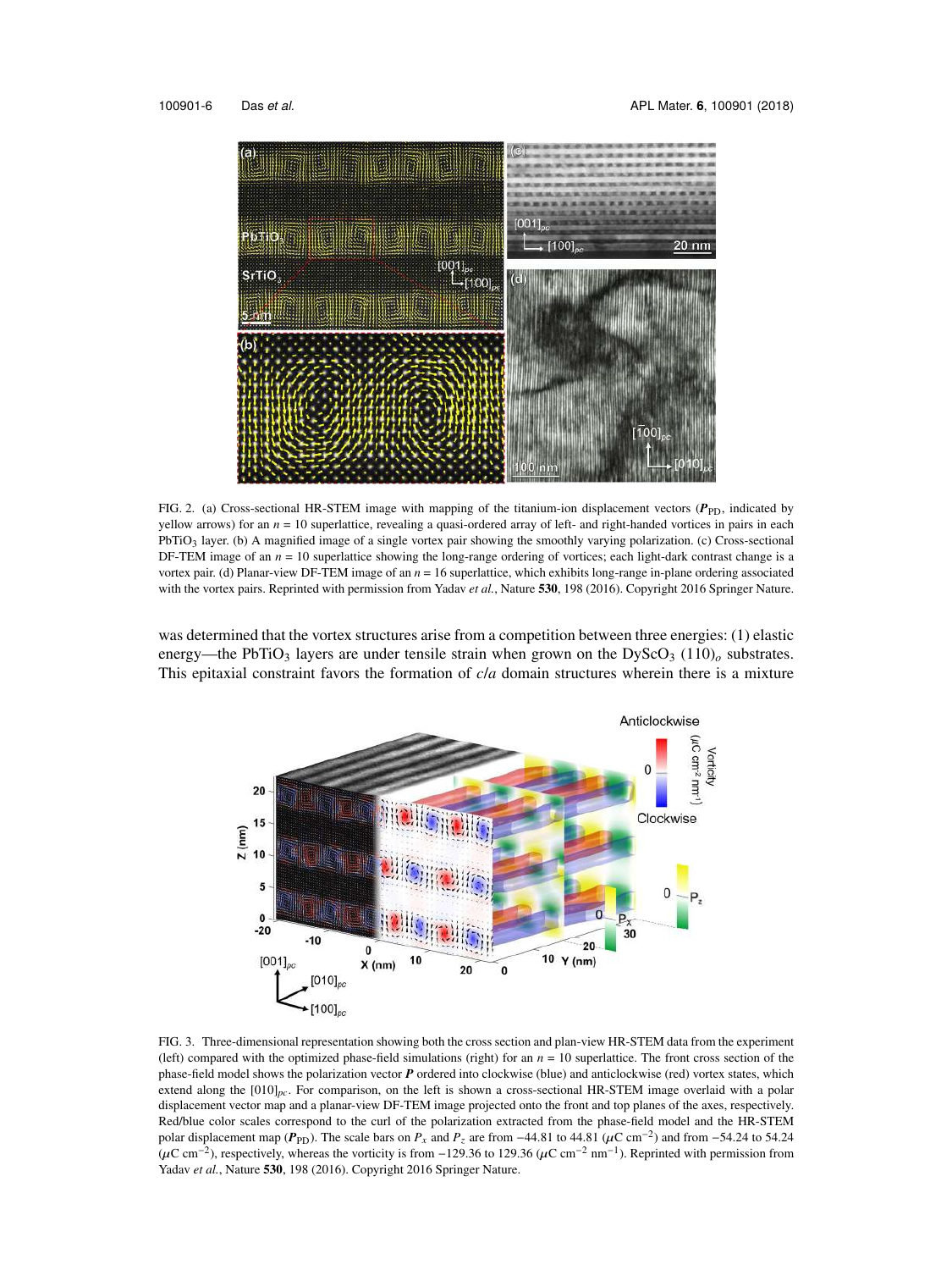FIG. 2. (a) Cross-sectional HR-STEM image with mapping of the titanium-ion displacement vectors ($\boldsymbol{P}_{\text{PD}}$, indicated by yellow arrows) for an $n$ = 10 superlattice, revealing a quasi-ordered array of left- and right-handed vortices in pairs in each $PbTiO_3$ layer. (b) A magnified image of a single vortex pair showing the smoothly varying polarization. (c) Cross-sectional DF-TEM image of an $n$ = 10 superlattice showing the long-range ordering of vortices; each light-dark contrast change is a vortex pair. (d) Planar-view DF-TEM image of an $n$ = 16 superlattice, which exhibits long-range in-plane ordering associated with the vortex pairs. Reprinted with permission from Yadav *et al.*, Nature **530**, 198 (2016). Copyright 2016 Springer Nature.

was determined that the vortex structures arise from a competition between three energies: (1) elastic energy—the $PbTiO_3$ layers are under tensile strain when grown on the $DyScO_3$ $(110)_o$ substrates. This epitaxial constraint favors the formation of *c*/*a* domain structures wherein there is a mixture

FIG. 3. Three-dimensional representation showing both the cross section and plan-view HR-STEM data from the experiment (left) compared with the optimized phase-field simulations (right) for an $n$ = 10 superlattice. The front cross section of the phase-field model shows the polarization vector $\boldsymbol{P}$ ordered into clockwise (blue) and anticlockwise (red) vortex states, which extend along the $[010]_{pc}$. For comparison, on the left is shown a cross-sectional HR-STEM image overlaid with a polar displacement vector map and a planar-view DF-TEM image projected onto the front and top planes of the axes, respectively. Red/blue color scales correspond to the curl of the polarization extracted from the phase-field model and the HR-STEM polar displacement map ($\boldsymbol{P}_{\text{PD}}$). The scale bars on $P_x$ and $P_z$ are from −44.81 to 44.81 ($\mu$C cm$^{-2}$) and from −54.24 to 54.24 ($\mu$C cm$^{-2}$), respectively, whereas the vorticity is from −129.36 to 129.36 ($\mu$C cm$^{-2}$ nm$^{-1}$). Reprinted with permission from Yadav *et al.*, Nature **530**, 198 (2016). Copyright 2016 Springer Nature.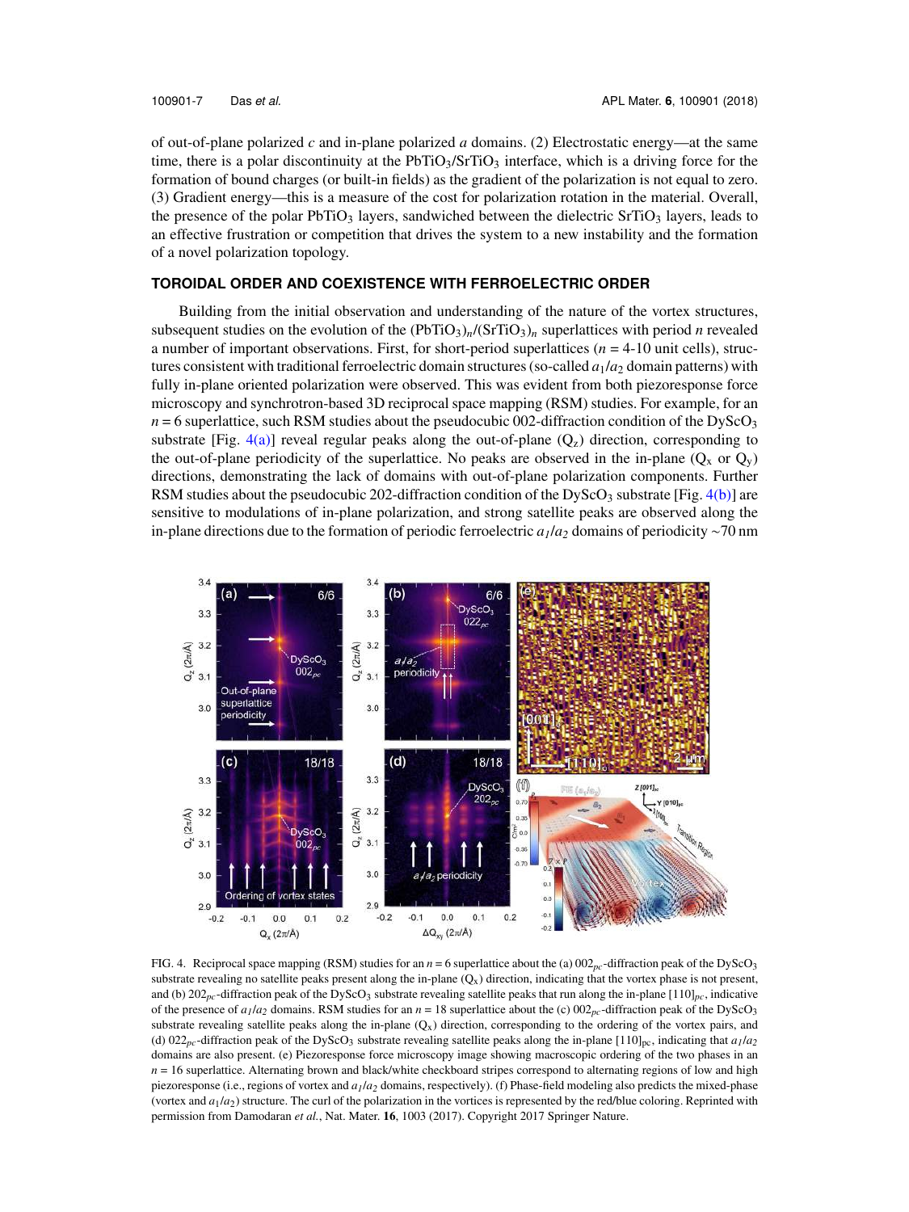of out-of-plane polarized *c* and in-plane polarized *a* domains. (2) Electrostatic energy—at the same time, there is a polar discontinuity at the $PbTiO_3/SrTiO_3$ interface, which is a driving force for the formation of bound charges (or built-in fields) as the gradient of the polarization is not equal to zero. (3) Gradient energy—this is a measure of the cost for polarization rotation in the material. Overall, the presence of the polar $PbTiO_3$ layers, sandwiched between the dielectric $SrTiO_3$ layers, leads to an effective frustration or competition that drives the system to a new instability and the formation of a novel polarization topology.

## TOROIDAL ORDER AND COEXISTENCE WITH FERROELECTRIC ORDER

Building from the initial observation and understanding of the nature of the vortex structures, subsequent studies on the evolution of the $(PbTiO_3)_n/(SrTiO_3)_n$ superlattices with period *n* revealed a number of important observations. First, for short-period superlattices (*n* = 4-10 unit cells), structures consistent with traditional ferroelectric domain structures (so-called $a_1/a_2$ domain patterns) with fully in-plane oriented polarization were observed. This was evident from both piezoresponse force microscopy and synchrotron-based 3D reciprocal space mapping (RSM) studies. For example, for an *n* = 6 superlattice, such RSM studies about the pseudocubic 002-diffraction condition of the $DyScO_3$ substrate [Fig. 4(a)] reveal regular peaks along the out-of-plane ($Q_z$) direction, corresponding to the out-of-plane periodicity of the superlattice. No peaks are observed in the in-plane ($Q_x$ or $Q_y$) directions, demonstrating the lack of domains with out-of-plane polarization components. Further RSM studies about the pseudocubic 202-diffraction condition of the $DyScO_3$ substrate [Fig. 4(b)] are sensitive to modulations of in-plane polarization, and strong satellite peaks are observed along the in-plane directions due to the formation of periodic ferroelectric $a_1/a_2$ domains of periodicity ~70 nm

FIG. 4. Reciprocal space mapping (RSM) studies for an *n* = 6 superlattice about the (a) $002_{pc}$-diffraction peak of the $DyScO_3$ substrate revealing no satellite peaks present along the in-plane ($Q_x$) direction, indicating that the vortex phase is not present, and (b) $202_{pc}$-diffraction peak of the $DyScO_3$ substrate revealing satellite peaks that run along the in-plane $[110]_{pc}$, indicative of the presence of $a_1/a_2$ domains. RSM studies for an *n* = 18 superlattice about the (c) $002_{pc}$-diffraction peak of the $DyScO_3$ substrate revealing satellite peaks along the in-plane ($Q_x$) direction, corresponding to the ordering of the vortex pairs, and (d) $022_{pc}$-diffraction peak of the $DyScO_3$ substrate revealing satellite peaks along the in-plane $[110]_{pc}$, indicating that $a_1/a_2$ domains are also present. (e) Piezoresponse force microscopy image showing macroscopic ordering of the two phases in an *n* = 16 superlattice. Alternating brown and black/white checkboard stripes correspond to alternating regions of low and high piezoresponse (i.e., regions of vortex and $a_1/a_2$ domains, respectively). (f) Phase-field modeling also predicts the mixed-phase (vortex and $a_1/a_2$) structure. The curl of the polarization in the vortices is represented by the red/blue coloring. Reprinted with permission from Damodaran *et al.*, Nat. Mater. **16**, 1003 (2017). Copyright 2017 Springer Nature.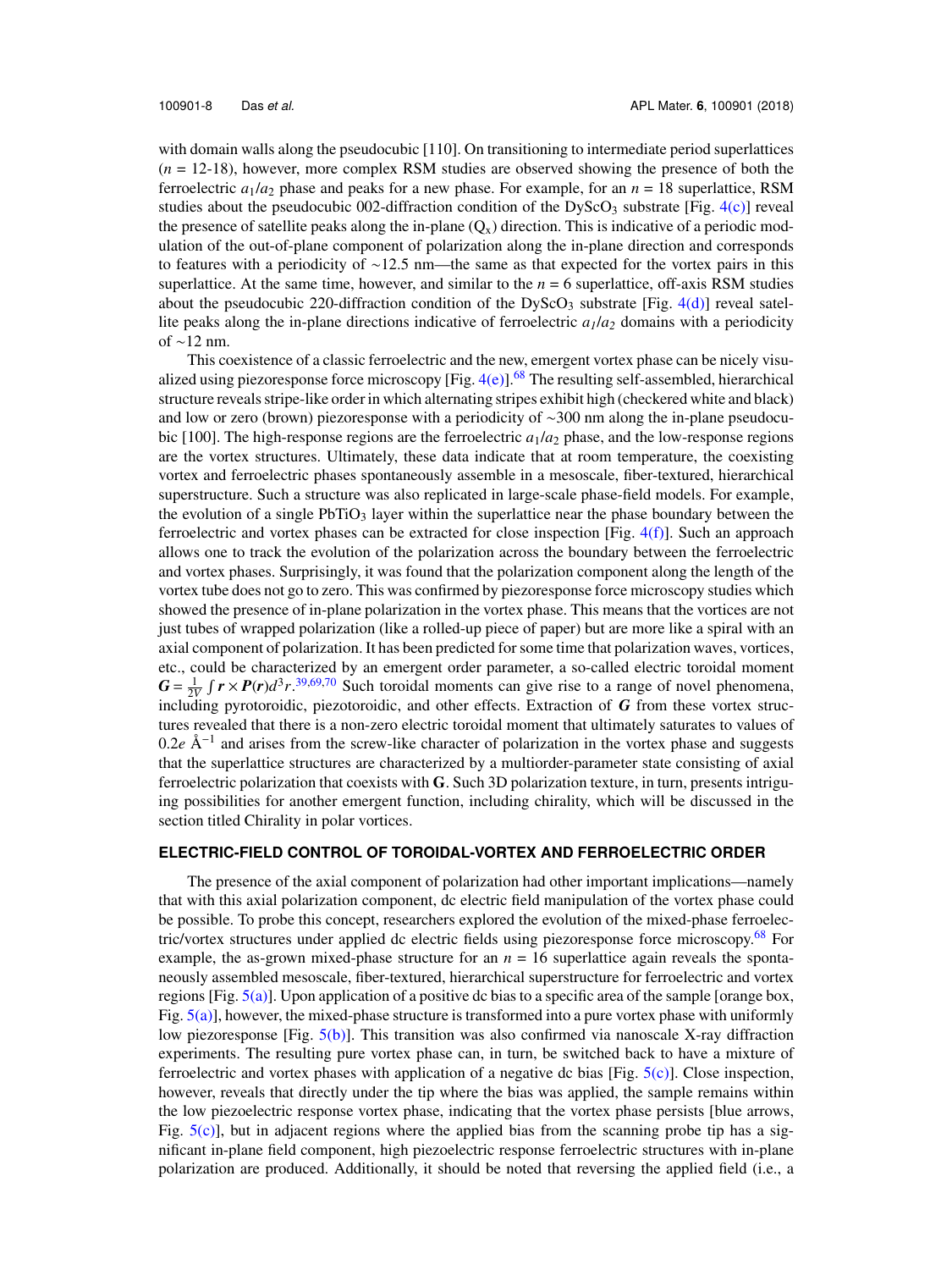with domain walls along the pseudocubic [110]. On transitioning to intermediate period superlattices ($n$ = 12-18), however, more complex RSM studies are observed showing the presence of both the ferroelectric $a_1/a_2$ phase and peaks for a new phase. For example, for an $n$ = 18 superlattice, RSM studies about the pseudocubic 002-diffraction condition of the $DyScO_3$ substrate [Fig. 4(c)] reveal the presence of satellite peaks along the in-plane ($Q_x$) direction. This is indicative of a periodic modulation of the out-of-plane component of polarization along the in-plane direction and corresponds to features with a periodicity of ∼12.5 nm—the same as that expected for the vortex pairs in this superlattice. At the same time, however, and similar to the $n$ = 6 superlattice, off-axis RSM studies about the pseudocubic 220-diffraction condition of the $DyScO_3$ substrate [Fig. 4(d)] reveal satellite peaks along the in-plane directions indicative of ferroelectric $a_1/a_2$ domains with a periodicity of ∼12 nm.

This coexistence of a classic ferroelectric and the new, emergent vortex phase can be nicely visualized using piezoresponse force microscopy [Fig. 4(e)].[68] The resulting self-assembled, hierarchical structure reveals stripe-like order in which alternating stripes exhibit high (checkered white and black) and low or zero (brown) piezoresponse with a periodicity of ∼300 nm along the in-plane pseudocubic [100]. The high-response regions are the ferroelectric $a_1/a_2$ phase, and the low-response regions are the vortex structures. Ultimately, these data indicate that at room temperature, the coexisting vortex and ferroelectric phases spontaneously assemble in a mesoscale, fiber-textured, hierarchical superstructure. Such a structure was also replicated in large-scale phase-field models. For example, the evolution of a single $PbTiO_3$ layer within the superlattice near the phase boundary between the ferroelectric and vortex phases can be extracted for close inspection [Fig. 4(f)]. Such an approach allows one to track the evolution of the polarization across the boundary between the ferroelectric and vortex phases. Surprisingly, it was found that the polarization component along the length of the vortex tube does not go to zero. This was confirmed by piezoresponse force microscopy studies which showed the presence of in-plane polarization in the vortex phase. This means that the vortices are not just tubes of wrapped polarization (like a rolled-up piece of paper) but are more like a spiral with an axial component of polarization. It has been predicted for some time that polarization waves, vortices, etc., could be characterized by an emergent order parameter, a so-called electric toroidal moment $\boldsymbol{G} = \frac{1}{2V}\int \boldsymbol{r} \times \boldsymbol{P}(\boldsymbol{r})d^3r$.[39,69,70] Such toroidal moments can give rise to a range of novel phenomena, including pyrotoroidic, piezotoroidic, and other effects. Extraction of $\boldsymbol{G}$ from these vortex structures revealed that there is a non-zero electric toroidal moment that ultimately saturates to values of $0.2e$ Å$^{-1}$ and arises from the screw-like character of polarization in the vortex phase and suggests that the superlattice structures are characterized by a multiorder-parameter state consisting of axial ferroelectric polarization that coexists with $\mathbf{G}$. Such 3D polarization texture, in turn, presents intriguing possibilities for another emergent function, including chirality, which will be discussed in the section titled Chirality in polar vortices.

## ELECTRIC-FIELD CONTROL OF TOROIDAL-VORTEX AND FERROELECTRIC ORDER

The presence of the axial component of polarization had other important implications—namely that with this axial polarization component, dc electric field manipulation of the vortex phase could be possible. To probe this concept, researchers explored the evolution of the mixed-phase ferroelectric/vortex structures under applied dc electric fields using piezoresponse force microscopy.[68] For example, the as-grown mixed-phase structure for an $n$ = 16 superlattice again reveals the spontaneously assembled mesoscale, fiber-textured, hierarchical superstructure for ferroelectric and vortex regions [Fig. 5(a)]. Upon application of a positive dc bias to a specific area of the sample [orange box, Fig. 5(a)], however, the mixed-phase structure is transformed into a pure vortex phase with uniformly low piezoresponse [Fig. 5(b)]. This transition was also confirmed via nanoscale X-ray diffraction experiments. The resulting pure vortex phase can, in turn, be switched back to have a mixture of ferroelectric and vortex phases with application of a negative dc bias [Fig. 5(c)]. Close inspection, however, reveals that directly under the tip where the bias was applied, the sample remains within the low piezoelectric response vortex phase, indicating that the vortex phase persists [blue arrows, Fig. 5(c)], but in adjacent regions where the applied bias from the scanning probe tip has a significant in-plane field component, high piezoelectric response ferroelectric structures with in-plane polarization are produced. Additionally, it should be noted that reversing the applied field (i.e., a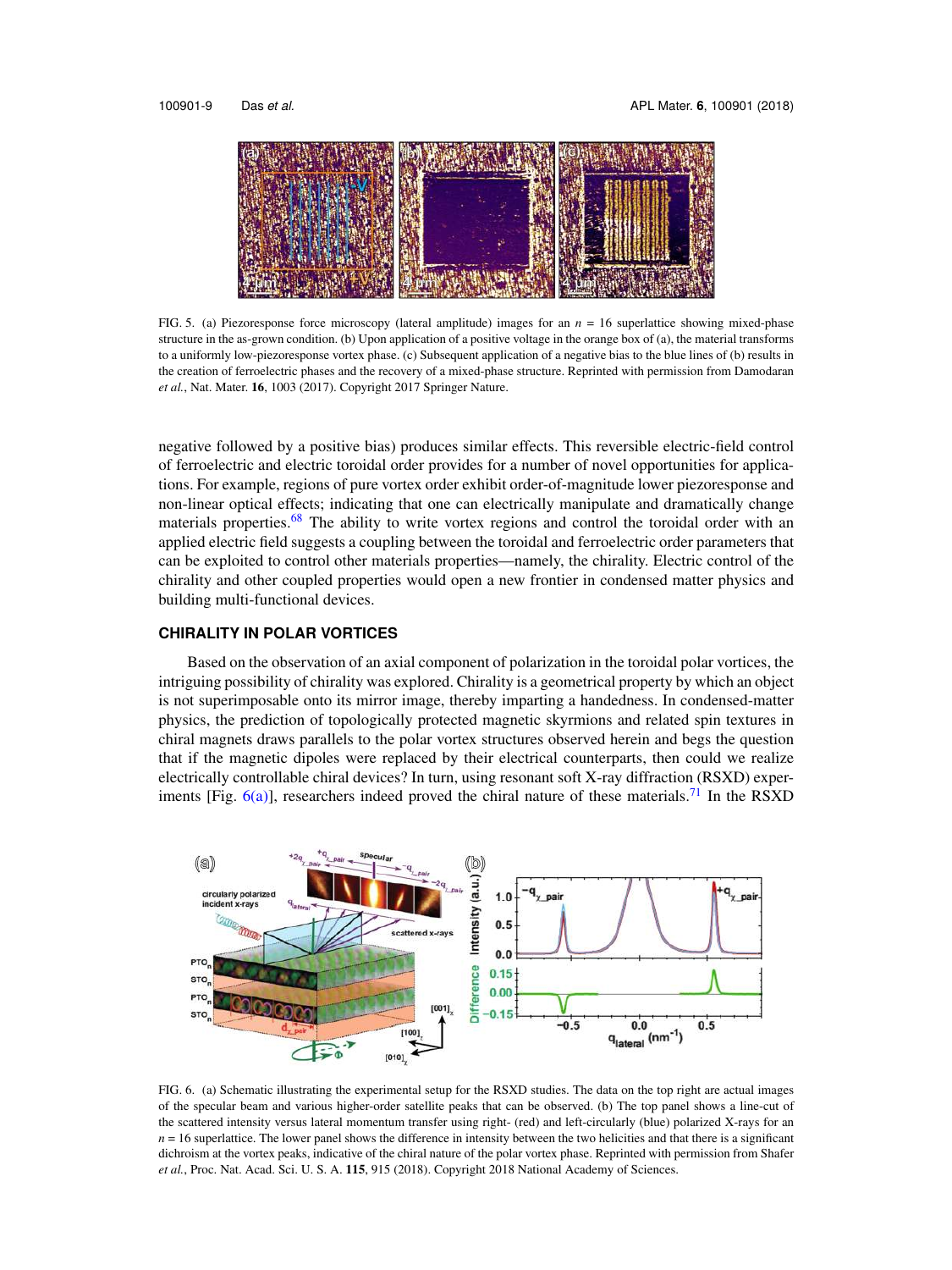FIG. 5. (a) Piezoresponse force microscopy (lateral amplitude) images for an $n = 16$ superlattice showing mixed-phase structure in the as-grown condition. (b) Upon application of a positive voltage in the orange box of (a), the material transforms to a uniformly low-piezoresponse vortex phase. (c) Subsequent application of a negative bias to the blue lines of (b) results in the creation of ferroelectric phases and the recovery of a mixed-phase structure. Reprinted with permission from Damodaran *et al.*, Nat. Mater. **16**, 1003 (2017). Copyright 2017 Springer Nature.

negative followed by a positive bias) produces similar effects. This reversible electric-field control of ferroelectric and electric toroidal order provides for a number of novel opportunities for applications. For example, regions of pure vortex order exhibit order-of-magnitude lower piezoresponse and non-linear optical effects; indicating that one can electrically manipulate and dramatically change materials properties.[68] The ability to write vortex regions and control the toroidal order with an applied electric field suggests a coupling between the toroidal and ferroelectric order parameters that can be exploited to control other materials properties—namely, the chirality. Electric control of the chirality and other coupled properties would open a new frontier in condensed matter physics and building multi-functional devices.

## CHIRALITY IN POLAR VORTICES

Based on the observation of an axial component of polarization in the toroidal polar vortices, the intriguing possibility of chirality was explored. Chirality is a geometrical property by which an object is not superimposable onto its mirror image, thereby imparting a handedness. In condensed-matter physics, the prediction of topologically protected magnetic skyrmions and related spin textures in chiral magnets draws parallels to the polar vortex structures observed herein and begs the question that if the magnetic dipoles were replaced by their electrical counterparts, then could we realize electrically controllable chiral devices? In turn, using resonant soft X-ray diffraction (RSXD) experiments [Fig. 6(a)], researchers indeed proved the chiral nature of these materials.[71] In the RSXD

FIG. 6. (a) Schematic illustrating the experimental setup for the RSXD studies. The data on the top right are actual images of the specular beam and various higher-order satellite peaks that can be observed. (b) The top panel shows a line-cut of the scattered intensity versus lateral momentum transfer using right- (red) and left-circularly (blue) polarized X-rays for an $n = 16$ superlattice. The lower panel shows the difference in intensity between the two helicities and that there is a significant dichroism at the vortex peaks, indicative of the chiral nature of the polar vortex phase. Reprinted with permission from Shafer *et al.*, Proc. Natl. Acad. Sci. U. S. A. **115**, 915 (2018). Copyright 2018 National Academy of Sciences.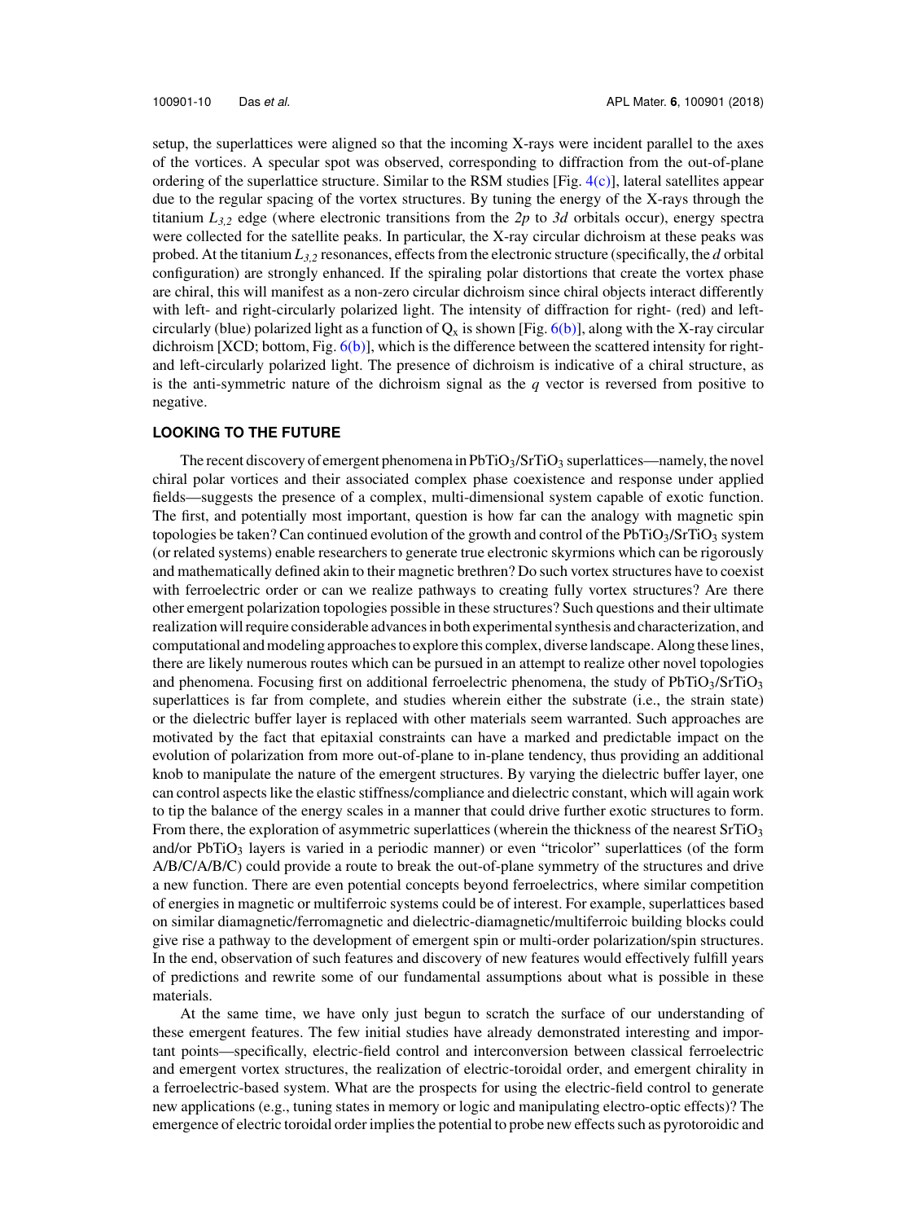setup, the superlattices were aligned so that the incoming X-rays were incident parallel to the axes of the vortices. A specular spot was observed, corresponding to diffraction from the out-of-plane ordering of the superlattice structure. Similar to the RSM studies [Fig. 4(c)], lateral satellites appear due to the regular spacing of the vortex structures. By tuning the energy of the X-rays through the titanium $L_{3,2}$ edge (where electronic transitions from the *2p* to *3d* orbitals occur), energy spectra were collected for the satellite peaks. In particular, the X-ray circular dichroism at these peaks was probed. At the titanium $L_{3,2}$ resonances, effects from the electronic structure (specifically, the *d* orbital configuration) are strongly enhanced. If the spiraling polar distortions that create the vortex phase are chiral, this will manifest as a non-zero circular dichroism since chiral objects interact differently with left- and right-circularly polarized light. The intensity of diffraction for right- (red) and left-circularly (blue) polarized light as a function of $Q_x$ is shown [Fig. 6(b)], along with the X-ray circular dichroism [XCD; bottom, Fig. 6(b)], which is the difference between the scattered intensity for right- and left-circularly polarized light. The presence of dichroism is indicative of a chiral structure, as is the anti-symmetric nature of the dichroism signal as the *q* vector is reversed from positive to negative.

## LOOKING TO THE FUTURE

The recent discovery of emergent phenomena in $PbTiO_3/SrTiO_3$ superlattices—namely, the novel chiral polar vortices and their associated complex phase coexistence and response under applied fields—suggests the presence of a complex, multi-dimensional system capable of exotic function. The first, and potentially most important, question is how far can the analogy with magnetic spin topologies be taken? Can continued evolution of the growth and control of the $PbTiO_3/SrTiO_3$ system (or related systems) enable researchers to generate true electronic skyrmions which can be rigorously and mathematically defined akin to their magnetic brethren? Do such vortex structures have to coexist with ferroelectric order or can we realize pathways to creating fully vortex structures? Are there other emergent polarization topologies possible in these structures? Such questions and their ultimate realization will require considerable advances in both experimental synthesis and characterization, and computational and modeling approaches to explore this complex, diverse landscape. Along these lines, there are likely numerous routes which can be pursued in an attempt to realize other novel topologies and phenomena. Focusing first on additional ferroelectric phenomena, the study of $PbTiO_3/SrTiO_3$ superlattices is far from complete, and studies wherein either the substrate (i.e., the strain state) or the dielectric buffer layer is replaced with other materials seem warranted. Such approaches are motivated by the fact that epitaxial constraints can have a marked and predictable impact on the evolution of polarization from more out-of-plane to in-plane tendency, thus providing an additional knob to manipulate the nature of the emergent structures. By varying the dielectric buffer layer, one can control aspects like the elastic stiffness/compliance and dielectric constant, which will again work to tip the balance of the energy scales in a manner that could drive further exotic structures to form. From there, the exploration of asymmetric superlattices (wherein the thickness of the nearest $SrTiO_3$ and/or $PbTiO_3$ layers is varied in a periodic manner) or even "tricolor" superlattices (of the form A/B/C/A/B/C) could provide a route to break the out-of-plane symmetry of the structures and drive a new function. There are even potential concepts beyond ferroelectrics, where similar competition of energies in magnetic or multiferroic systems could be of interest. For example, superlattices based on similar diamagnetic/ferromagnetic and dielectric-diamagnetic/multiferroic building blocks could give rise a pathway to the development of emergent spin or multi-order polarization/spin structures. In the end, observation of such features and discovery of new features would effectively fulfill years of predictions and rewrite some of our fundamental assumptions about what is possible in these materials.

At the same time, we have only just begun to scratch the surface of our understanding of these emergent features. The few initial studies have already demonstrated interesting and important points—specifically, electric-field control and interconversion between classical ferroelectric and emergent vortex structures, the realization of electric-toroidal order, and emergent chirality in a ferroelectric-based system. What are the prospects for using the electric-field control to generate new applications (e.g., tuning states in memory or logic and manipulating electro-optic effects)? The emergence of electric toroidal order implies the potential to probe new effects such as pyrotoroidic and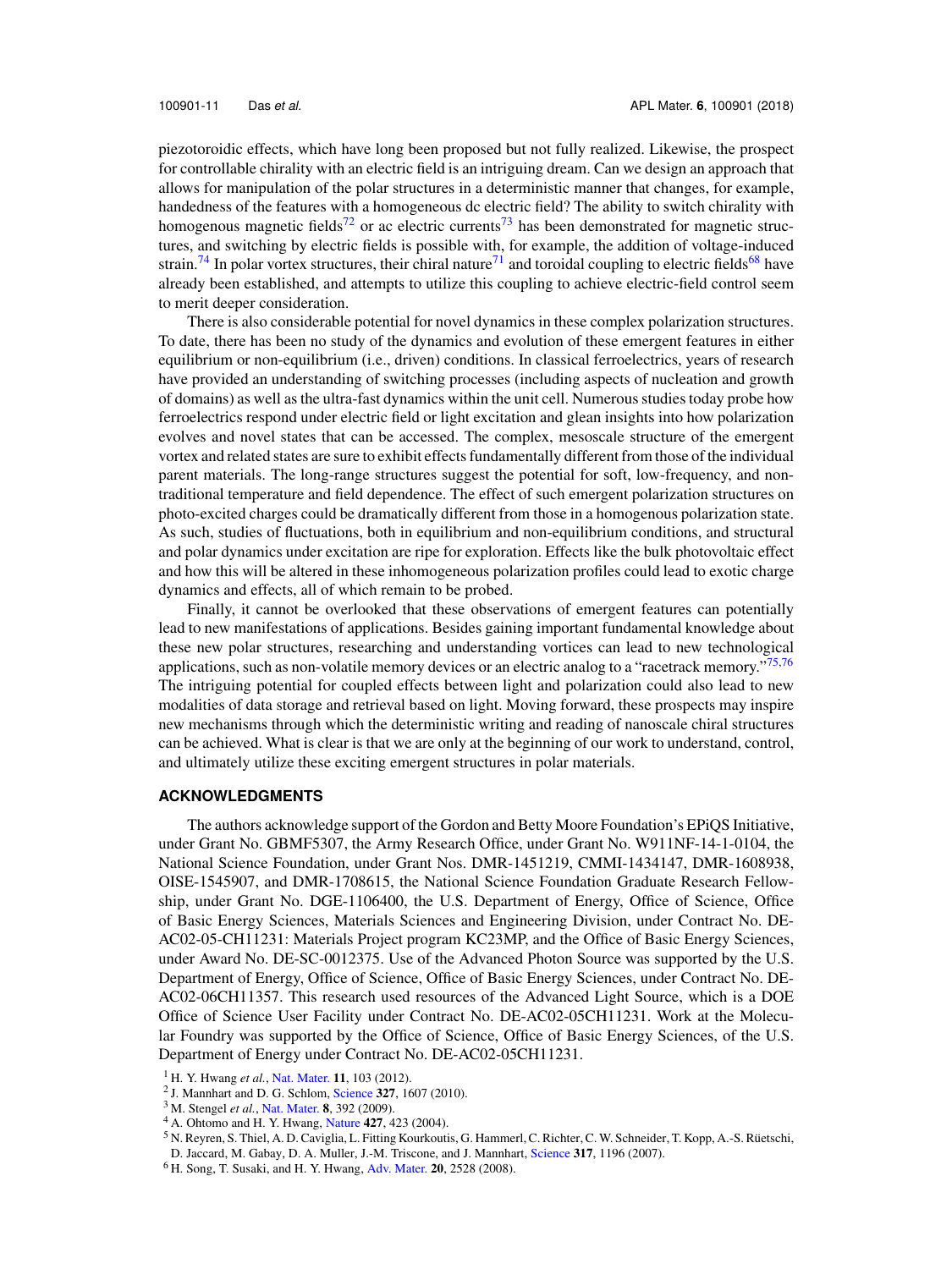piezotoroidic effects, which have long been proposed but not fully realized. Likewise, the prospect for controllable chirality with an electric field is an intriguing dream. Can we design an approach that allows for manipulation of the polar structures in a deterministic manner that changes, for example, handedness of the features with a homogeneous dc electric field? The ability to switch chirality with homogenous magnetic fields[72] or ac electric currents[73] has been demonstrated for magnetic structures, and switching by electric fields is possible with, for example, the addition of voltage-induced strain.[74] In polar vortex structures, their chiral nature[71] and toroidal coupling to electric fields[68] have already been established, and attempts to utilize this coupling to achieve electric-field control seem to merit deeper consideration.

There is also considerable potential for novel dynamics in these complex polarization structures. To date, there has been no study of the dynamics and evolution of these emergent features in either equilibrium or non-equilibrium (i.e., driven) conditions. In classical ferroelectrics, years of research have provided an understanding of switching processes (including aspects of nucleation and growth of domains) as well as the ultra-fast dynamics within the unit cell. Numerous studies today probe how ferroelectrics respond under electric field or light excitation and glean insights into how polarization evolves and novel states that can be accessed. The complex, mesoscale structure of the emergent vortex and related states are sure to exhibit effects fundamentally different from those of the individual parent materials. The long-range structures suggest the potential for soft, low-frequency, and non-traditional temperature and field dependence. The effect of such emergent polarization structures on photo-excited charges could be dramatically different from those in a homogenous polarization state. As such, studies of fluctuations, both in equilibrium and non-equilibrium conditions, and structural and polar dynamics under excitation are ripe for exploration. Effects like the bulk photovoltaic effect and how this will be altered in these inhomogeneous polarization profiles could lead to exotic charge dynamics and effects, all of which remain to be probed.

Finally, it cannot be overlooked that these observations of emergent features can potentially lead to new manifestations of applications. Besides gaining important fundamental knowledge about these new polar structures, researching and understanding vortices can lead to new technological applications, such as non-volatile memory devices or an electric analog to a "racetrack memory."[75,76] The intriguing potential for coupled effects between light and polarization could also lead to new modalities of data storage and retrieval based on light. Moving forward, these prospects may inspire new mechanisms through which the deterministic writing and reading of nanoscale chiral structures can be achieved. What is clear is that we are only at the beginning of our work to understand, control, and ultimately utilize these exciting emergent structures in polar materials.

## ACKNOWLEDGMENTS

The authors acknowledge support of the Gordon and Betty Moore Foundation's EPiQS Initiative, under Grant No. GBMF5307, the Army Research Office, under Grant No. W911NF-14-1-0104, the National Science Foundation, under Grant Nos. DMR-1451219, CMMI-1434147, DMR-1608938, OISE-1545907, and DMR-1708615, the National Science Foundation Graduate Research Fellowship, under Grant No. DGE-1106400, the U.S. Department of Energy, Office of Science, Office of Basic Energy Sciences, Materials Sciences and Engineering Division, under Contract No. DE-AC02-05-CH11231: Materials Project program KC23MP, and the Office of Basic Energy Sciences, under Award No. DE-SC-0012375. Use of the Advanced Photon Source was supported by the U.S. Department of Energy, Office of Science, Office of Basic Energy Sciences, under Contract No. DE-AC02-06CH11357. This research used resources of the Advanced Light Source, which is a DOE Office of Science User Facility under Contract No. DE-AC02-05CH11231. Work at the Molecular Foundry was supported by the Office of Science, Office of Basic Energy Sciences, of the U.S. Department of Energy under Contract No. DE-AC02-05CH11231.

[1] H. Y. Hwang *et al.*, Nat. Mater. **11**, 103 (2012).
[2] J. Mannhart and D. G. Schlom, Science **327**, 1607 (2010).
[3] M. Stengel *et al.*, Nat. Mater. **8**, 392 (2009).
[4] A. Ohtomo and H. Y. Hwang, Nature **427**, 423 (2004).
[5] N. Reyren, S. Thiel, A. D. Caviglia, L. Fitting Kourkoutis, G. Hammerl, C. Richter, C. W. Schneider, T. Kopp, A.-S. Rüetschi, D. Jaccard, M. Gabay, D. A. Muller, J.-M. Triscone, and J. Mannhart, Science **317**, 1196 (2007).
[6] H. Song, T. Susaki, and H. Y. Hwang, Adv. Mater. **20**, 2528 (2008).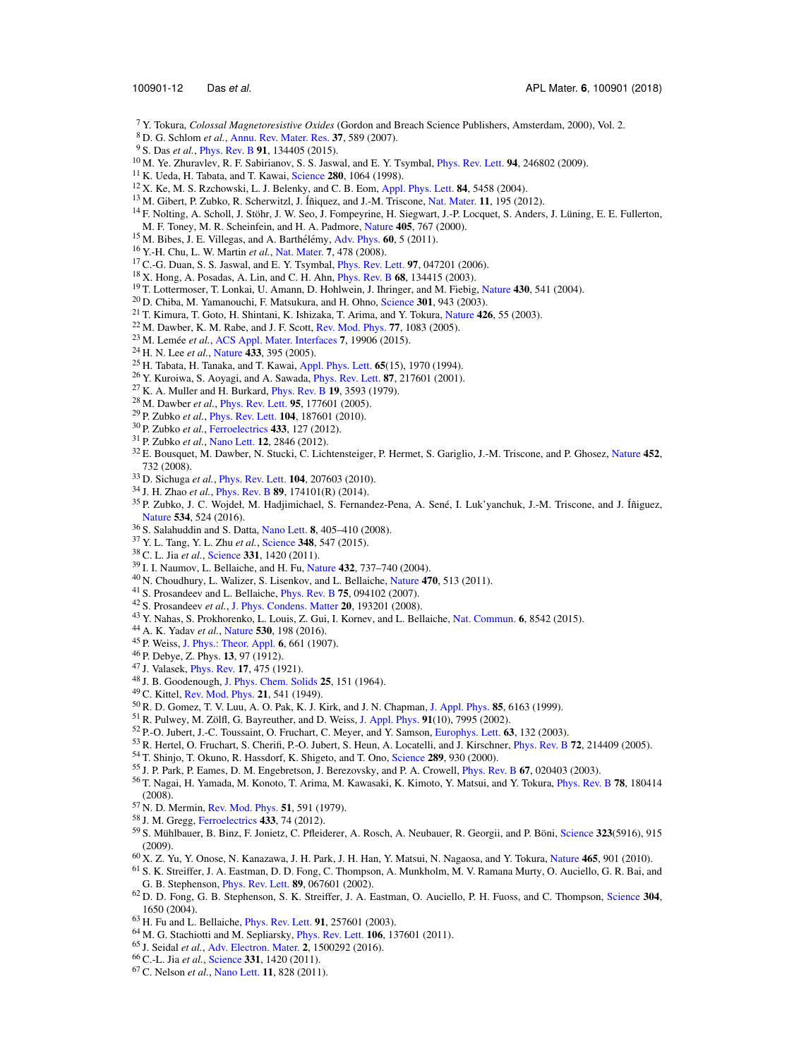[7] Y. Tokura, *Colossal Magnetoresistive Oxides* (Gordon and Breach Science Publishers, Amsterdam, 2000), Vol. 2.

[8] D. G. Schlom *et al.*, Annu. Rev. Mater. Res. **37**, 589 (2007).

[9] S. Das *et al.*, Phys. Rev. B **91**, 134405 (2015).

[10] M. Ye. Zhuravlev, R. F. Sabirianov, S. S. Jaswal, and E. Y. Tsymbal, Phys. Rev. Lett. **94**, 246802 (2009).

[11] K. Ueda, H. Tabata, and T. Kawai, Science **280**, 1064 (1998).

[12] X. Ke, M. S. Rzchowski, L. J. Belenky, and C. B. Eom, Appl. Phys. Lett. **84**, 5458 (2004).

[13] M. Gibert, P. Zubko, R. Scherwitzl, J. Íñiquez, and J.-M. Triscone, Nat. Mater. **11**, 195 (2012).

[14] F. Nolting, A. Scholl, J. Stöhr, J. W. Seo, J. Fompeyrine, H. Siegwart, J.-P. Locquet, S. Anders, J. Lüning, E. E. Fullerton, M. F. Toney, M. R. Scheinfein, and H. A. Padmore, Nature **405**, 767 (2000).

[15] M. Bibes, J. E. Villegas, and A. Barthélémy, Adv. Phys. **60**, 5 (2011).

[16] Y.-H. Chu, L. W. Martin *et al.*, Nat. Mater. **7**, 478 (2008).

[17] C.-G. Duan, S. S. Jaswal, and E. Y. Tsymbal, Phys. Rev. Lett. **97**, 047201 (2006).

[18] X. Hong, A. Posadas, A. Lin, and C. H. Ahn, Phys. Rev. B **68**, 134415 (2003).

[19] T. Lottermoser, T. Lonkai, U. Amann, D. Hohlwein, J. Ihringer, and M. Fiebig, Nature **430**, 541 (2004).

[20] D. Chiba, M. Yamanouchi, F. Matsukura, and H. Ohno, Science **301**, 943 (2003).

[21] T. Kimura, T. Goto, H. Shintani, K. Ishizaka, T. Arima, and Y. Tokura, Nature **426**, 55 (2003).

[22] M. Dawber, K. M. Rabe, and J. F. Scott, Rev. Mod. Phys. **77**, 1083 (2005).

[23] M. Lemée *et al.*, ACS Appl. Mater. Interfaces **7**, 19906 (2015).

[24] H. N. Lee *et al.*, Nature **433**, 395 (2005).

[25] H. Tabata, H. Tanaka, and T. Kawai, Appl. Phys. Lett. **65**(15), 1970 (1994).

[26] Y. Kuroiwa, S. Aoyagi, and A. Sawada, Phys. Rev. Lett. **87**, 217601 (2001).

[27] K. A. Muller and H. Burkard, Phys. Rev. B **19**, 3593 (1979).

[28] M. Dawber *et al.*, Phys. Rev. Lett. **95**, 177601 (2005).

[29] P. Zubko *et al.*, Phys. Rev. Lett. **104**, 187601 (2010).

[30] P. Zubko *et al.*, Ferroelectrics **433**, 127 (2012).

[31] P. Zubko *et al.*, Nano Lett. **12**, 2846 (2012).

[32] E. Bousquet, M. Dawber, N. Stucki, C. Lichtensteiger, P. Hermet, S. Gariglio, J.-M. Triscone, and P. Ghosez, Nature **452**, 732 (2008).

[33] D. Sichuga *et al.*, Phys. Rev. Lett. **104**, 207603 (2010).

[34] J. H. Zhao *et al.*, Phys. Rev. B **89**, 174101(R) (2014).

[35] P. Zubko, J. C. Wojdeł, M. Hadjimichael, S. Fernandez-Pena, A. Sené, I. Luk'yanchuk, J.-M. Triscone, and J. Íñiguez, Nature **534**, 524 (2016).

[36] S. Salahuddin and S. Datta, Nano Lett. **8**, 405–410 (2008).

[37] Y. L. Tang, Y. L. Zhu *et al.*, Science **348**, 547 (2015).

[38] C. L. Jia *et al.*, Science **331**, 1420 (2011).

[39] I. I. Naumov, L. Bellaiche, and H. Fu, Nature **432**, 737–740 (2004).

[40] N. Choudhury, L. Walizer, S. Lisenkov, and L. Bellaiche, Nature **470**, 513 (2011).

[41] S. Prosandeev and L. Bellaiche, Phys. Rev. B **75**, 094102 (2007).

[42] S. Prosandeev *et al.*, J. Phys. Condens. Matter **20**, 193201 (2008).

[43] Y. Nahas, S. Prokhorenko, L. Louis, Z. Gui, I. Kornev, and L. Bellaiche, Nat. Commun. **6**, 8542 (2015).

[44] A. K. Yadav *et al.*, Nature **530**, 198 (2016).

[45] P. Weiss, J. Phys.: Theor. Appl. **6**, 661 (1907).

[46] P. Debye, Z. Phys. **13**, 97 (1912).

[47] J. Valasek, Phys. Rev. **17**, 475 (1921).

[48] J. B. Goodenough, J. Phys. Chem. Solids **25**, 151 (1964).

[49] C. Kittel, Rev. Mod. Phys. **21**, 541 (1949).

[50] R. D. Gomez, T. V. Luu, A. O. Pak, K. J. Kirk, and J. N. Chapman, J. Appl. Phys. **85**, 6163 (1999).

[51] R. Pulwey, M. Zölfl, G. Bayreuther, and D. Weiss, J. Appl. Phys. **91**(10), 7995 (2002).

[52] P.-O. Jubert, J.-C. Toussaint, O. Fruchart, C. Meyer, and Y. Samson, Europhys. Lett. **63**, 132 (2003).

[53] R. Hertel, O. Fruchart, S. Cherifi, P.-O. Jubert, S. Heun, A. Locatelli, and J. Kirschner, Phys. Rev. B **72**, 214409 (2005).

[54] T. Shinjo, T. Okuno, R. Hassdorf, K. Shigeto, and T. Ono, Science **289**, 930 (2000).

[55] J. P. Park, P. Eames, D. M. Engebretson, J. Berezovsky, and P. A. Crowell, Phys. Rev. B **67**, 020403 (2003).

[56] T. Nagai, H. Yamada, M. Konoto, T. Arima, M. Kawasaki, K. Kimoto, Y. Matsui, and Y. Tokura, Phys. Rev. B **78**, 180414 (2008).

[57] N. D. Mermin, Rev. Mod. Phys. **51**, 591 (1979).

[58] J. M. Gregg, Ferroelectrics **433**, 74 (2012).

[59] S. Mühlbauer, B. Binz, F. Jonietz, C. Pfleiderer, A. Rosch, A. Neubauer, R. Georgii, and P. Böni, Science **323**(5916), 915 (2009).

[60] X. Z. Yu, Y. Onose, N. Kanazawa, J. H. Park, J. H. Han, Y. Matsui, N. Nagaosa, and Y. Tokura, Nature **465**, 901 (2010).

[61] S. K. Streiffer, J. A. Eastman, D. D. Fong, C. Thompson, A. Munkholm, M. V. Ramana Murty, O. Auciello, G. R. Bai, and G. B. Stephenson, Phys. Rev. Lett. **89**, 067601 (2002).

[62] D. D. Fong, G. B. Stephenson, S. K. Streiffer, J. A. Eastman, O. Auciello, P. H. Fuoss, and C. Thompson, Science **304**, 1650 (2004).

[63] H. Fu and L. Bellaiche, Phys. Rev. Lett. **91**, 257601 (2003).

[64] M. G. Stachiotti and M. Sepliarsky, Phys. Rev. Lett. **106**, 137601 (2011).

[65] J. Seidal *et al.*, Adv. Electron. Mater. **2**, 1500292 (2016).

[66] C.-L. Jia *et al.*, Science **331**, 1420 (2011).

[67] C. Nelson *et al.*, Nano Lett. **11**, 828 (2011).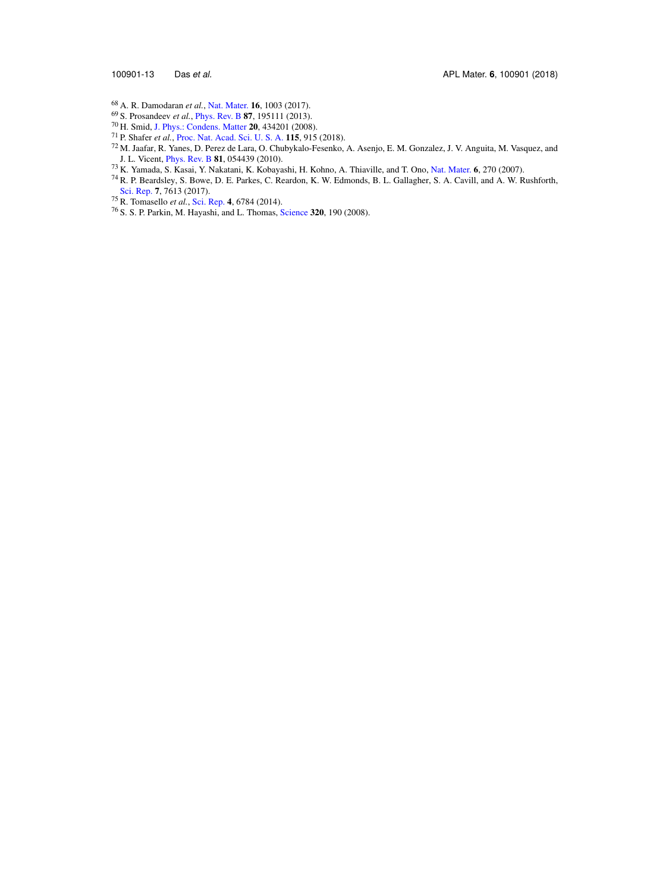[68] A. R. Damodaran *et al.*, Nat. Mater. **16**, 1003 (2017).
[69] S. Prosandeev *et al.*, Phys. Rev. B **87**, 195111 (2013).
[70] H. Smid, J. Phys.: Condens. Matter **20**, 434201 (2008).
[71] P. Shafer *et al.*, Proc. Nat. Acad. Sci. U. S. A. **115**, 915 (2018).
[72] M. Jaafar, R. Yanes, D. Perez de Lara, O. Chubykalo-Fesenko, A. Asenjo, E. M. Gonzalez, J. V. Anguita, M. Vasquez, and J. L. Vicent, Phys. Rev. B **81**, 054439 (2010).
[73] K. Yamada, S. Kasai, Y. Nakatani, K. Kobayashi, H. Kohno, A. Thiaville, and T. Ono, Nat. Mater. **6**, 270 (2007).
[74] R. P. Beardsley, S. Bowe, D. E. Parkes, C. Reardon, K. W. Edmonds, B. L. Gallagher, S. A. Cavill, and A. W. Rushforth, Sci. Rep. **7**, 7613 (2017).
[75] R. Tomasello *et al.*, Sci. Rep. **4**, 6784 (2014).
[76] S. S. P. Parkin, M. Hayashi, and L. Thomas, Science **320**, 190 (2008).